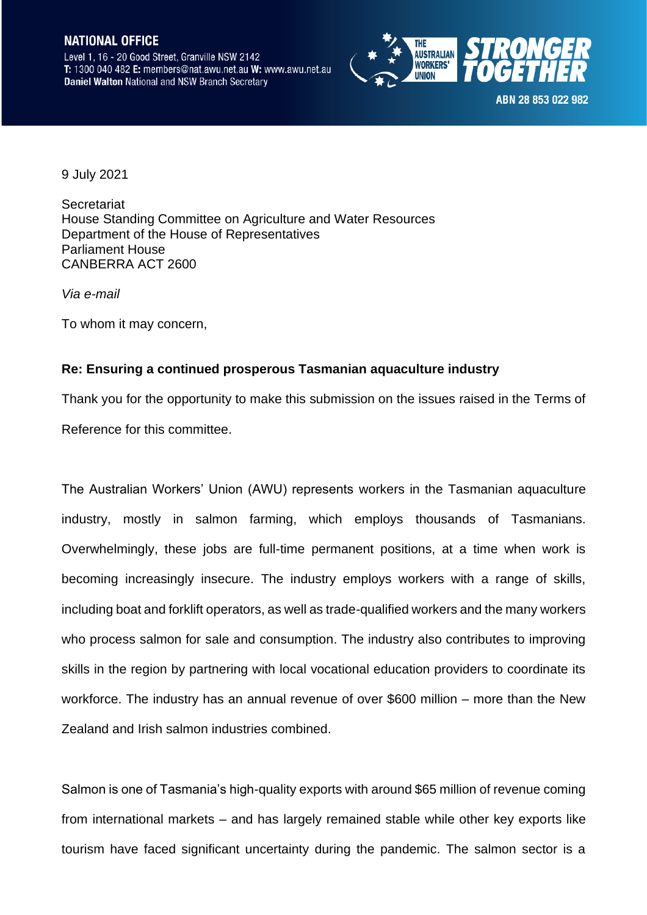**NATIONAL OFFICE**
Level 1, 16 - 20 Good Street, Granville NSW 2142
**T:** 1300 040 482 **E:** members@nat.awu.net.au **W:** www.awu.net.au
**Daniel Walton** National and NSW Branch Secretary

THE AUSTRALIAN WORKERS' UNION — STRONGER TOGETHER

ABN 28 853 022 982

9 July 2021

Secretariat
House Standing Committee on Agriculture and Water Resources
Department of the House of Representatives
Parliament House
CANBERRA ACT 2600

*Via e-mail*

To whom it may concern,

**Re: Ensuring a continued prosperous Tasmanian aquaculture industry**

Thank you for the opportunity to make this submission on the issues raised in the Terms of Reference for this committee.

The Australian Workers' Union (AWU) represents workers in the Tasmanian aquaculture industry, mostly in salmon farming, which employs thousands of Tasmanians. Overwhelmingly, these jobs are full-time permanent positions, at a time when work is becoming increasingly insecure. The industry employs workers with a range of skills, including boat and forklift operators, as well as trade-qualified workers and the many workers who process salmon for sale and consumption. The industry also contributes to improving skills in the region by partnering with local vocational education providers to coordinate its workforce. The industry has an annual revenue of over $600 million – more than the New Zealand and Irish salmon industries combined.

Salmon is one of Tasmania's high-quality exports with around $65 million of revenue coming from international markets – and has largely remained stable while other key exports like tourism have faced significant uncertainty during the pandemic. The salmon sector is a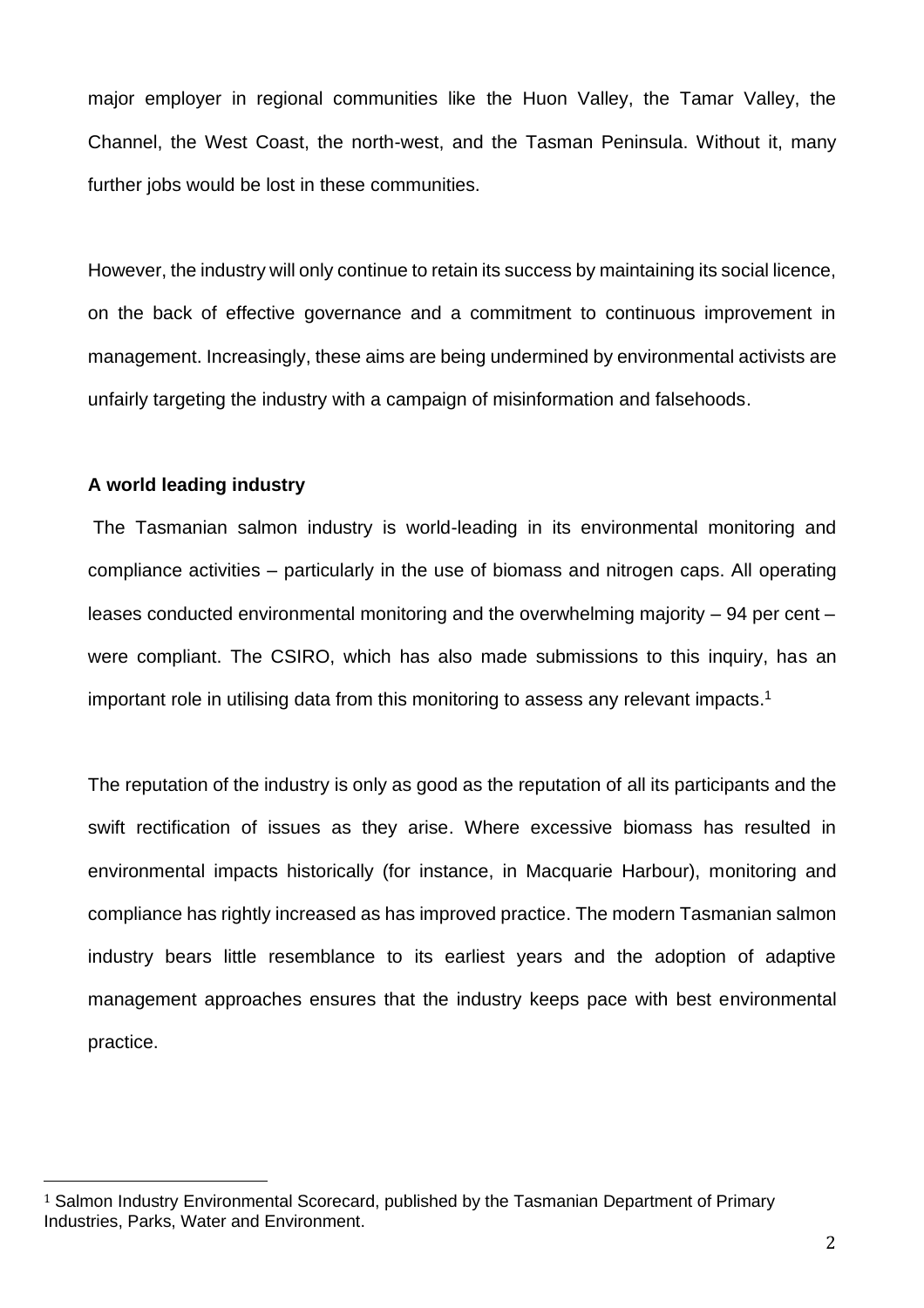major employer in regional communities like the Huon Valley, the Tamar Valley, the Channel, the West Coast, the north-west, and the Tasman Peninsula. Without it, many further jobs would be lost in these communities.

However, the industry will only continue to retain its success by maintaining its social licence, on the back of effective governance and a commitment to continuous improvement in management. Increasingly, these aims are being undermined by environmental activists are unfairly targeting the industry with a campaign of misinformation and falsehoods.

**A world leading industry**

The Tasmanian salmon industry is world-leading in its environmental monitoring and compliance activities – particularly in the use of biomass and nitrogen caps. All operating leases conducted environmental monitoring and the overwhelming majority – 94 per cent – were compliant. The CSIRO, which has also made submissions to this inquiry, has an important role in utilising data from this monitoring to assess any relevant impacts.[1]

The reputation of the industry is only as good as the reputation of all its participants and the swift rectification of issues as they arise. Where excessive biomass has resulted in environmental impacts historically (for instance, in Macquarie Harbour), monitoring and compliance has rightly increased as has improved practice. The modern Tasmanian salmon industry bears little resemblance to its earliest years and the adoption of adaptive management approaches ensures that the industry keeps pace with best environmental practice.

---

[1] Salmon Industry Environmental Scorecard, published by the Tasmanian Department of Primary Industries, Parks, Water and Environment.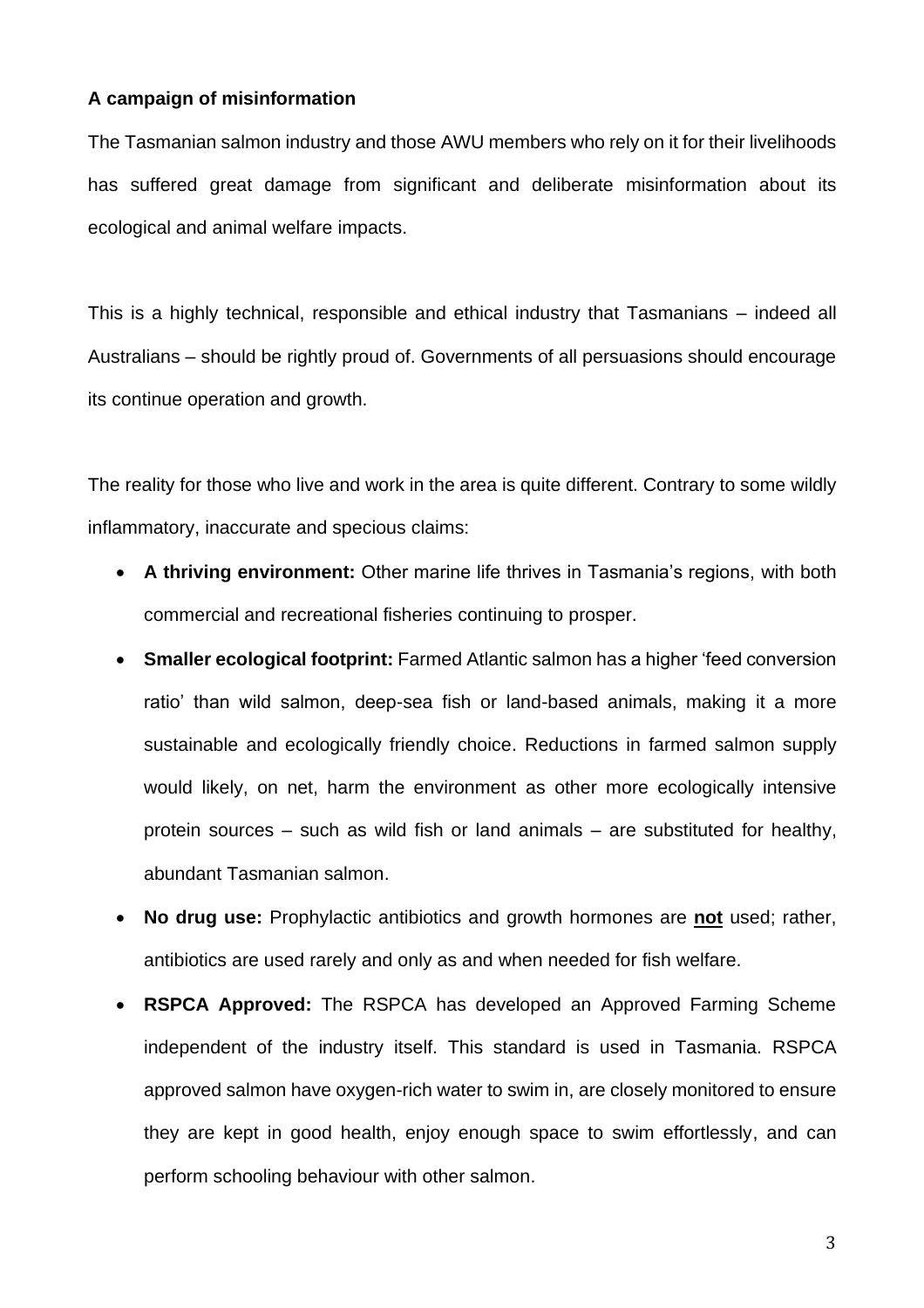**A campaign of misinformation**

The Tasmanian salmon industry and those AWU members who rely on it for their livelihoods has suffered great damage from significant and deliberate misinformation about its ecological and animal welfare impacts.

This is a highly technical, responsible and ethical industry that Tasmanians – indeed all Australians – should be rightly proud of. Governments of all persuasions should encourage its continue operation and growth.

The reality for those who live and work in the area is quite different. Contrary to some wildly inflammatory, inaccurate and specious claims:

- **A thriving environment:** Other marine life thrives in Tasmania's regions, with both commercial and recreational fisheries continuing to prosper.
- **Smaller ecological footprint:** Farmed Atlantic salmon has a higher 'feed conversion ratio' than wild salmon, deep-sea fish or land-based animals, making it a more sustainable and ecologically friendly choice. Reductions in farmed salmon supply would likely, on net, harm the environment as other more ecologically intensive protein sources – such as wild fish or land animals – are substituted for healthy, abundant Tasmanian salmon.
- **No drug use:** Prophylactic antibiotics and growth hormones are **<u>not</u>** used; rather, antibiotics are used rarely and only as and when needed for fish welfare.
- **RSPCA Approved:** The RSPCA has developed an Approved Farming Scheme independent of the industry itself. This standard is used in Tasmania. RSPCA approved salmon have oxygen-rich water to swim in, are closely monitored to ensure they are kept in good health, enjoy enough space to swim effortlessly, and can perform schooling behaviour with other salmon.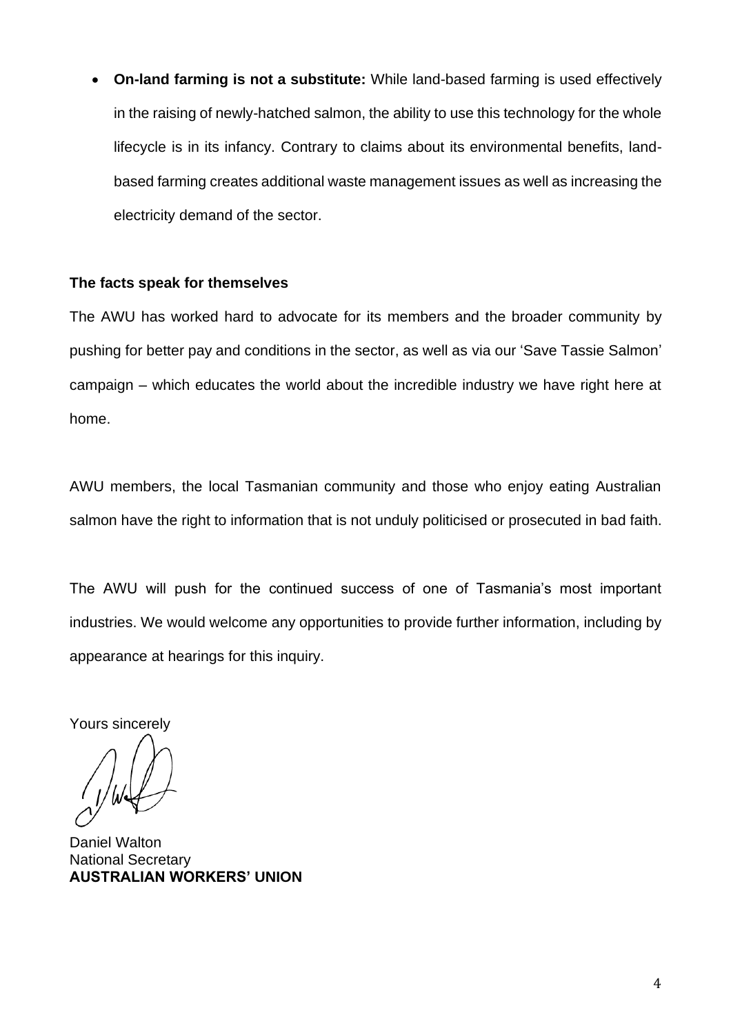- **On-land farming is not a substitute:** While land-based farming is used effectively in the raising of newly-hatched salmon, the ability to use this technology for the whole lifecycle is in its infancy. Contrary to claims about its environmental benefits, land-based farming creates additional waste management issues as well as increasing the electricity demand of the sector.

**The facts speak for themselves**

The AWU has worked hard to advocate for its members and the broader community by pushing for better pay and conditions in the sector, as well as via our 'Save Tassie Salmon' campaign – which educates the world about the incredible industry we have right here at home.

AWU members, the local Tasmanian community and those who enjoy eating Australian salmon have the right to information that is not unduly politicised or prosecuted in bad faith.

The AWU will push for the continued success of one of Tasmania's most important industries. We would welcome any opportunities to provide further information, including by appearance at hearings for this inquiry.

Yours sincerely

Daniel Walton
National Secretary
**AUSTRALIAN WORKERS' UNION**